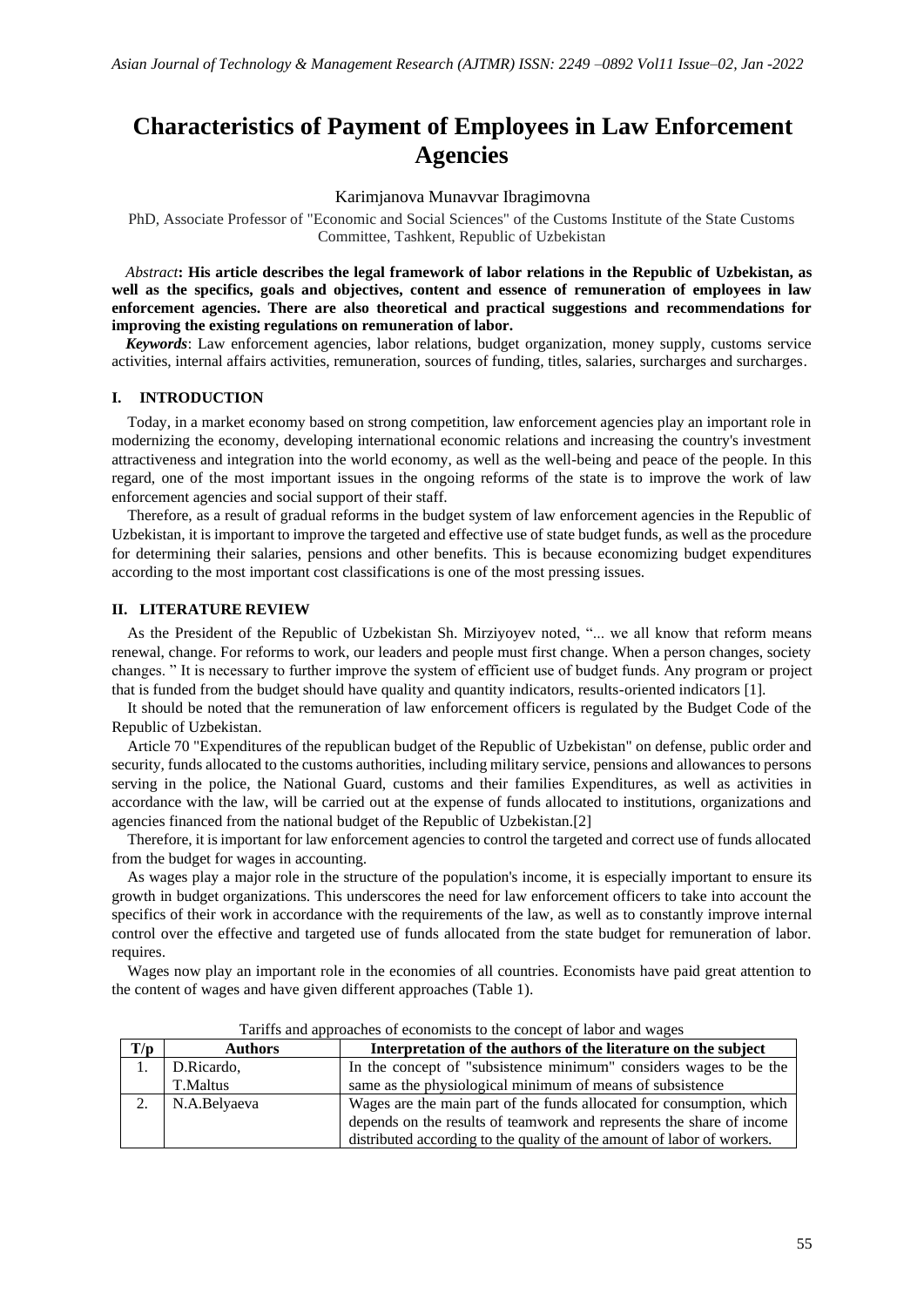# Characteristics of Payment of Employees in Law Enforcement Agencies

Karimjanova Munavvar Ibragimovna

PhD, Associate Professor of "Economic and Social Sciences" of the Customs Institute of the State Customs Committee, Tashkent, Republic of Uzbekistan

*Abstract*: **His article describes the legal framework of labor relations in the Republic of Uzbekistan, as well as the specifics, goals and objectives, content and essence of remuneration of employees in law enforcement agencies. There are also theoretical and practical suggestions and recommendations for improving the existing regulations on remuneration of labor.**

***Keywords***: Law enforcement agencies, labor relations, budget organization, money supply, customs service activities, internal affairs activities, remuneration, sources of funding, titles, salaries, surcharges and surcharges.

## I. INTRODUCTION

Today, in a market economy based on strong competition, law enforcement agencies play an important role in modernizing the economy, developing international economic relations and increasing the country's investment attractiveness and integration into the world economy, as well as the well-being and peace of the people. In this regard, one of the most important issues in the ongoing reforms of the state is to improve the work of law enforcement agencies and social support of their staff.

Therefore, as a result of gradual reforms in the budget system of law enforcement agencies in the Republic of Uzbekistan, it is important to improve the targeted and effective use of state budget funds, as well as the procedure for determining their salaries, pensions and other benefits. This is because economizing budget expenditures according to the most important cost classifications is one of the most pressing issues.

## II. LITERATURE REVIEW

As the President of the Republic of Uzbekistan Sh. Mirziyoyev noted, "... we all know that reform means renewal, change. For reforms to work, our leaders and people must first change. When a person changes, society changes. " It is necessary to further improve the system of efficient use of budget funds. Any program or project that is funded from the budget should have quality and quantity indicators, results-oriented indicators [1].

It should be noted that the remuneration of law enforcement officers is regulated by the Budget Code of the Republic of Uzbekistan.

Article 70 "Expenditures of the republican budget of the Republic of Uzbekistan" on defense, public order and security, funds allocated to the customs authorities, including military service, pensions and allowances to persons serving in the police, the National Guard, customs and their families Expenditures, as well as activities in accordance with the law, will be carried out at the expense of funds allocated to institutions, organizations and agencies financed from the national budget of the Republic of Uzbekistan.[2]

Therefore, it is important for law enforcement agencies to control the targeted and correct use of funds allocated from the budget for wages in accounting.

As wages play a major role in the structure of the population's income, it is especially important to ensure its growth in budget organizations. This underscores the need for law enforcement officers to take into account the specifics of their work in accordance with the requirements of the law, as well as to constantly improve internal control over the effective and targeted use of funds allocated from the state budget for remuneration of labor. requires.

Wages now play an important role in the economies of all countries. Economists have paid great attention to the content of wages and have given different approaches (Table 1).

Tariffs and approaches of economists to the concept of labor and wages

| T/p | Authors | Interpretation of the authors of the literature on the subject |
|---|---|---|
| 1. | D.Ricardo, T.Maltus | In the concept of "subsistence minimum" considers wages to be the same as the physiological minimum of means of subsistence |
| 2. | N.A.Belyaeva | Wages are the main part of the funds allocated for consumption, which depends on the results of teamwork and represents the share of income distributed according to the quality of the amount of labor of workers. |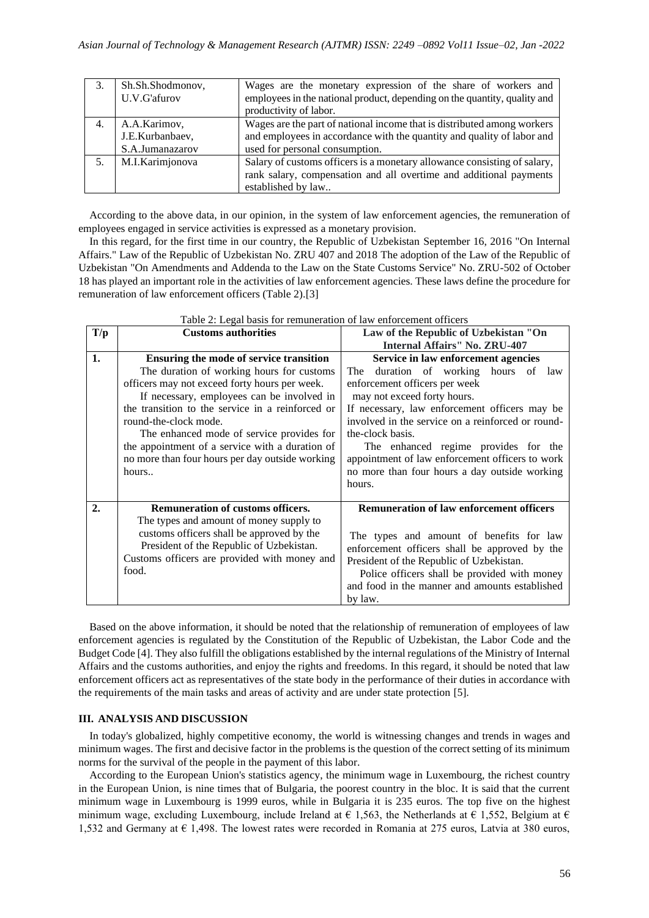| 3. | Sh.Sh.Shodmonov, U.V.G'afurov | Wages are the monetary expression of the share of workers and employees in the national product, depending on the quantity, quality and productivity of labor. |
|---|---|---|
| 4. | A.A.Karimov, J.E.Kurbanbaev, S.A.Jumanazarov | Wages are the part of national income that is distributed among workers and employees in accordance with the quantity and quality of labor and used for personal consumption. |
| 5. | M.I.Karimjonova | Salary of customs officers is a monetary allowance consisting of salary, rank salary, compensation and all overtime and additional payments established by law.. |

According to the above data, in our opinion, in the system of law enforcement agencies, the remuneration of employees engaged in service activities is expressed as a monetary provision.

In this regard, for the first time in our country, the Republic of Uzbekistan September 16, 2016 "On Internal Affairs." Law of the Republic of Uzbekistan No. ZRU 407 and 2018 The adoption of the Law of the Republic of Uzbekistan "On Amendments and Addenda to the Law on the State Customs Service" No. ZRU-502 of October 18 has played an important role in the activities of law enforcement agencies. These laws define the procedure for remuneration of law enforcement officers (Table 2).[3]

Table 2: Legal basis for remuneration of law enforcement officers

| T/p | Customs authorities | Law of the Republic of Uzbekistan "On Internal Affairs" No. ZRU-407 |
|---|---|---|
| **1.** | **Ensuring the mode of service transition** The duration of working hours for customs officers may not exceed forty hours per week. If necessary, employees can be involved in the transition to the service in a reinforced or round-the-clock mode. The enhanced mode of service provides for the appointment of a service with a duration of no more than four hours per day outside working hours.. | **Service in law enforcement agencies** The duration of working hours of law enforcement officers per week may not exceed forty hours. If necessary, law enforcement officers may be involved in the service on a reinforced or round-the-clock basis. The enhanced regime provides for the appointment of law enforcement officers to work no more than four hours a day outside working hours. |
| **2.** | **Remuneration of customs officers.** The types and amount of money supply to customs officers shall be approved by the President of the Republic of Uzbekistan. Customs officers are provided with money and food. | **Remuneration of law enforcement officers** The types and amount of benefits for law enforcement officers shall be approved by the President of the Republic of Uzbekistan. Police officers shall be provided with money and food in the manner and amounts established by law. |

Based on the above information, it should be noted that the relationship of remuneration of employees of law enforcement agencies is regulated by the Constitution of the Republic of Uzbekistan, the Labor Code and the Budget Code [4]. They also fulfill the obligations established by the internal regulations of the Ministry of Internal Affairs and the customs authorities, and enjoy the rights and freedoms. In this regard, it should be noted that law enforcement officers act as representatives of the state body in the performance of their duties in accordance with the requirements of the main tasks and areas of activity and are under state protection [5].

### III. ANALYSIS AND DISCUSSION

In today's globalized, highly competitive economy, the world is witnessing changes and trends in wages and minimum wages. The first and decisive factor in the problems is the question of the correct setting of its minimum norms for the survival of the people in the payment of this labor.

According to the European Union's statistics agency, the minimum wage in Luxembourg, the richest country in the European Union, is nine times that of Bulgaria, the poorest country in the bloc. It is said that the current minimum wage in Luxembourg is 1999 euros, while in Bulgaria it is 235 euros. The top five on the highest minimum wage, excluding Luxembourg, include Ireland at € 1,563, the Netherlands at € 1,552, Belgium at € 1,532 and Germany at € 1,498. The lowest rates were recorded in Romania at 275 euros, Latvia at 380 euros,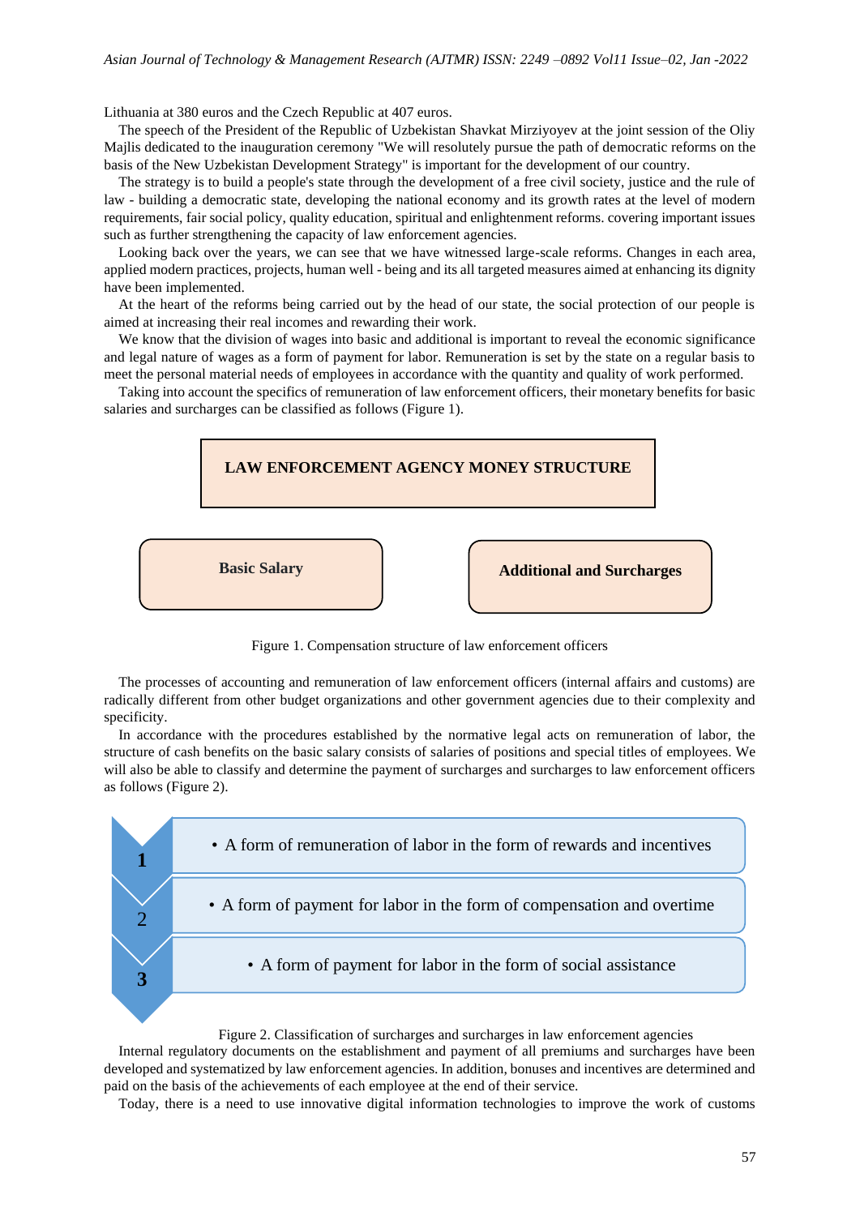Lithuania at 380 euros and the Czech Republic at 407 euros.

The speech of the President of the Republic of Uzbekistan Shavkat Mirziyoyev at the joint session of the Oliy Majlis dedicated to the inauguration ceremony "We will resolutely pursue the path of democratic reforms on the basis of the New Uzbekistan Development Strategy" is important for the development of our country.

The strategy is to build a people's state through the development of a free civil society, justice and the rule of law - building a democratic state, developing the national economy and its growth rates at the level of modern requirements, fair social policy, quality education, spiritual and enlightenment reforms. covering important issues such as further strengthening the capacity of law enforcement agencies.

Looking back over the years, we can see that we have witnessed large-scale reforms. Changes in each area, applied modern practices, projects, human well - being and its all targeted measures aimed at enhancing its dignity have been implemented.

At the heart of the reforms being carried out by the head of our state, the social protection of our people is aimed at increasing their real incomes and rewarding their work.

We know that the division of wages into basic and additional is important to reveal the economic significance and legal nature of wages as a form of payment for labor. Remuneration is set by the state on a regular basis to meet the personal material needs of employees in accordance with the quantity and quality of work performed.

Taking into account the specifics of remuneration of law enforcement officers, their monetary benefits for basic salaries and surcharges can be classified as follows (Figure 1).

**LAW ENFORCEMENT AGENCY MONEY STRUCTURE**

**Basic Salary**

**Additional and Surcharges**

Figure 1. Compensation structure of law enforcement officers

The processes of accounting and remuneration of law enforcement officers (internal affairs and customs) are radically different from other budget organizations and other government agencies due to their complexity and specificity.

In accordance with the procedures established by the normative legal acts on remuneration of labor, the structure of cash benefits on the basic salary consists of salaries of positions and special titles of employees. We will also be able to classify and determine the payment of surcharges and surcharges to law enforcement officers as follows (Figure 2).

1. A form of remuneration of labor in the form of rewards and incentives
2. A form of payment for labor in the form of compensation and overtime
3. A form of payment for labor in the form of social assistance

Figure 2. Classification of surcharges and surcharges in law enforcement agencies

Internal regulatory documents on the establishment and payment of all premiums and surcharges have been developed and systematized by law enforcement agencies. In addition, bonuses and incentives are determined and paid on the basis of the achievements of each employee at the end of their service.

Today, there is a need to use innovative digital information technologies to improve the work of customs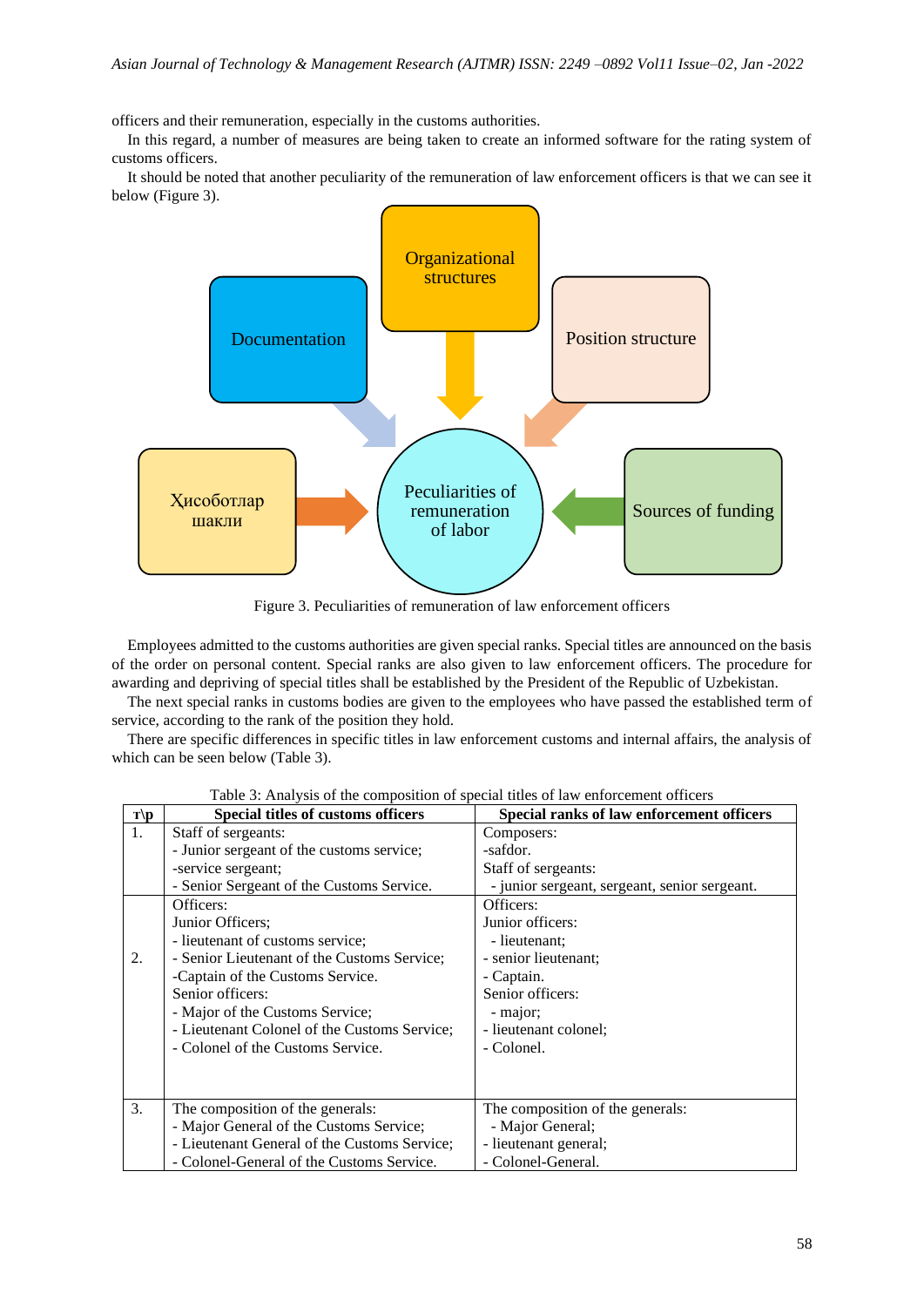officers and their remuneration, especially in the customs authorities.

In this regard, a number of measures are being taken to create an informed software for the rating system of customs officers.

It should be noted that another peculiarity of the remuneration of law enforcement officers is that we can see it below (Figure 3).

Organizational structures

Documentation

Position structure

Ҳисоботлар шакли

Peculiarities of remuneration of labor

Sources of funding

Figure 3. Peculiarities of remuneration of law enforcement officers

Employees admitted to the customs authorities are given special ranks. Special titles are announced on the basis of the order on personal content. Special ranks are also given to law enforcement officers. The procedure for awarding and depriving of special titles shall be established by the President of the Republic of Uzbekistan.

The next special ranks in customs bodies are given to the employees who have passed the established term of service, according to the rank of the position they hold.

There are specific differences in specific titles in law enforcement customs and internal affairs, the analysis of which can be seen below (Table 3).

Table 3: Analysis of the composition of special titles of law enforcement officers

| т\р | Special titles of customs officers | Special ranks of law enforcement officers |
|---|---|---|
| 1. | Staff of sergeants:<br>- Junior sergeant of the customs service;<br>-service sergeant;<br>- Senior Sergeant of the Customs Service. | Composers:<br>-safdor.<br>Staff of sergeants:<br>- junior sergeant, sergeant, senior sergeant. |
| 2. | Officers:<br>Junior Officers;<br>- lieutenant of customs service;<br>- Senior Lieutenant of the Customs Service;<br>-Captain of the Customs Service.<br>Senior officers:<br>- Major of the Customs Service;<br>- Lieutenant Colonel of the Customs Service;<br>- Colonel of the Customs Service. | Officers:<br>Junior officers:<br>- lieutenant;<br>- senior lieutenant;<br>- Captain.<br>Senior officers:<br>- major;<br>- lieutenant colonel;<br>- Colonel. |
| 3. | The composition of the generals:<br>- Major General of the Customs Service;<br>- Lieutenant General of the Customs Service;<br>- Colonel-General of the Customs Service. | The composition of the generals:<br>- Major General;<br>- lieutenant general;<br>- Colonel-General. |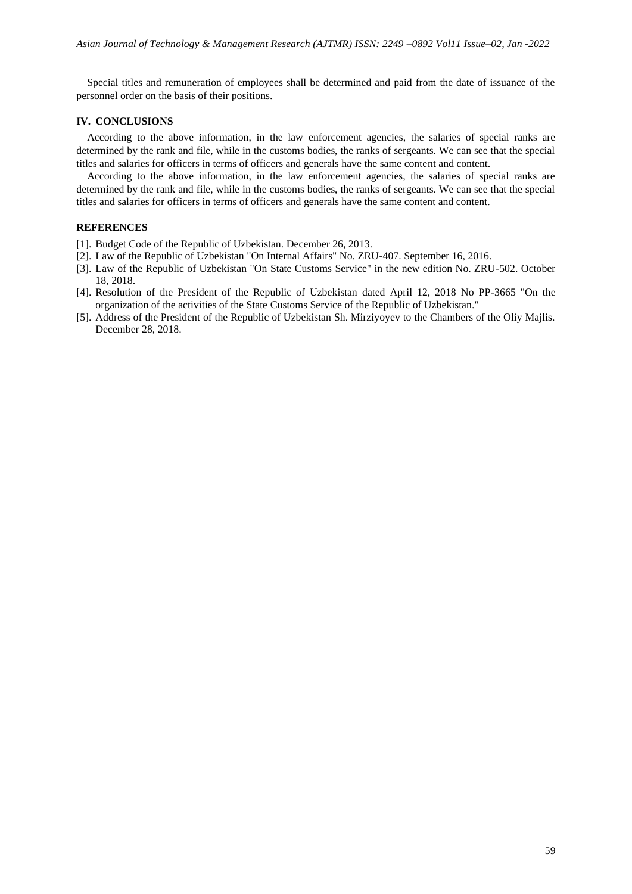Special titles and remuneration of employees shall be determined and paid from the date of issuance of the personnel order on the basis of their positions.

## IV. CONCLUSIONS

According to the above information, in the law enforcement agencies, the salaries of special ranks are determined by the rank and file, while in the customs bodies, the ranks of sergeants. We can see that the special titles and salaries for officers in terms of officers and generals have the same content and content.

According to the above information, in the law enforcement agencies, the salaries of special ranks are determined by the rank and file, while in the customs bodies, the ranks of sergeants. We can see that the special titles and salaries for officers in terms of officers and generals have the same content and content.

## REFERENCES

[1]. Budget Code of the Republic of Uzbekistan. December 26, 2013.

[2]. Law of the Republic of Uzbekistan "On Internal Affairs" No. ZRU-407. September 16, 2016.

[3]. Law of the Republic of Uzbekistan "On State Customs Service" in the new edition No. ZRU-502. October 18, 2018.

[4]. Resolution of the President of the Republic of Uzbekistan dated April 12, 2018 No PP-3665 "On the organization of the activities of the State Customs Service of the Republic of Uzbekistan."

[5]. Address of the President of the Republic of Uzbekistan Sh. Mirziyoyev to the Chambers of the Oliy Majlis. December 28, 2018.